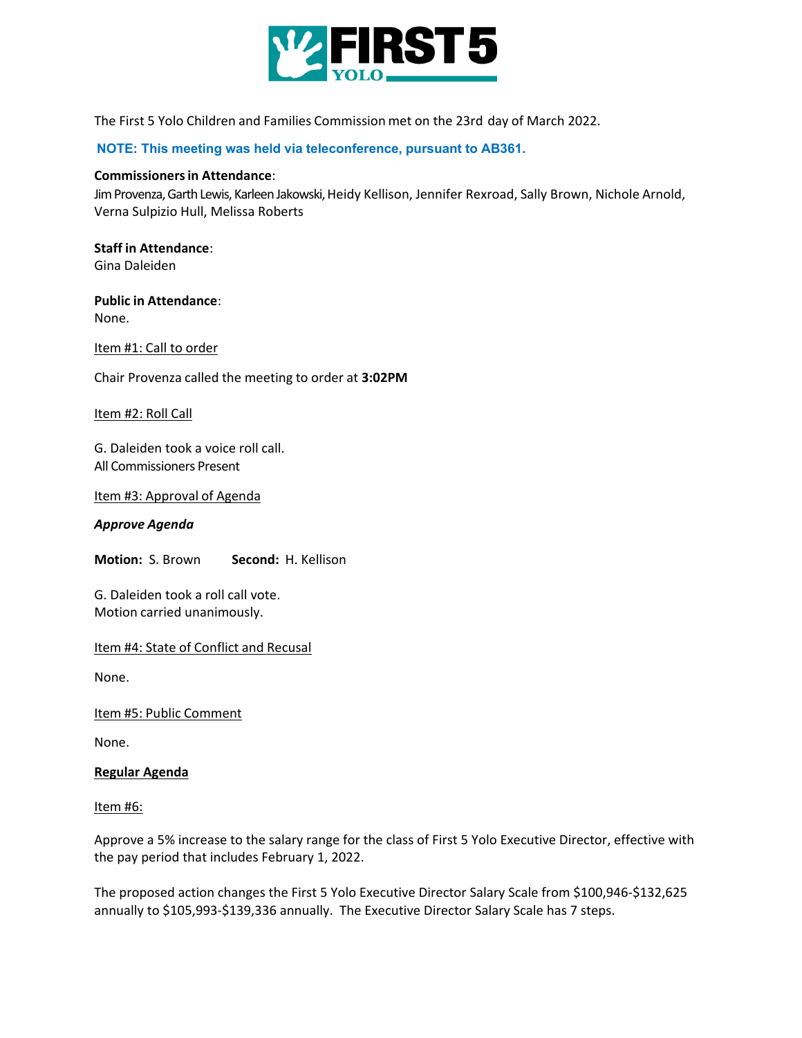The First 5 Yolo Children and Families Commission met on the 23rd day of March 2022.

**NOTE: This meeting was held via teleconference, pursuant to AB361.**

**Commissioners in Attendance**:
Jim Provenza, Garth Lewis, Karleen Jakowski, Heidy Kellison, Jennifer Rexroad, Sally Brown, Nichole Arnold, Verna Sulpizio Hull, Melissa Roberts

**Staff in Attendance**:
Gina Daleiden

**Public in Attendance**:
None.

Item #1: Call to order

Chair Provenza called the meeting to order at **3:02PM**

Item #2: Roll Call

G. Daleiden took a voice roll call.
All Commissioners Present

Item #3: Approval of Agenda

***Approve Agenda***

**Motion:** S. Brown **Second:** H. Kellison

G. Daleiden took a roll call vote.
Motion carried unanimously.

Item #4: State of Conflict and Recusal

None.

Item #5: Public Comment

None.

**Regular Agenda**

Item #6:

Approve a 5% increase to the salary range for the class of First 5 Yolo Executive Director, effective with the pay period that includes February 1, 2022.

The proposed action changes the First 5 Yolo Executive Director Salary Scale from $100,946-$132,625 annually to $105,993-$139,336 annually. The Executive Director Salary Scale has 7 steps.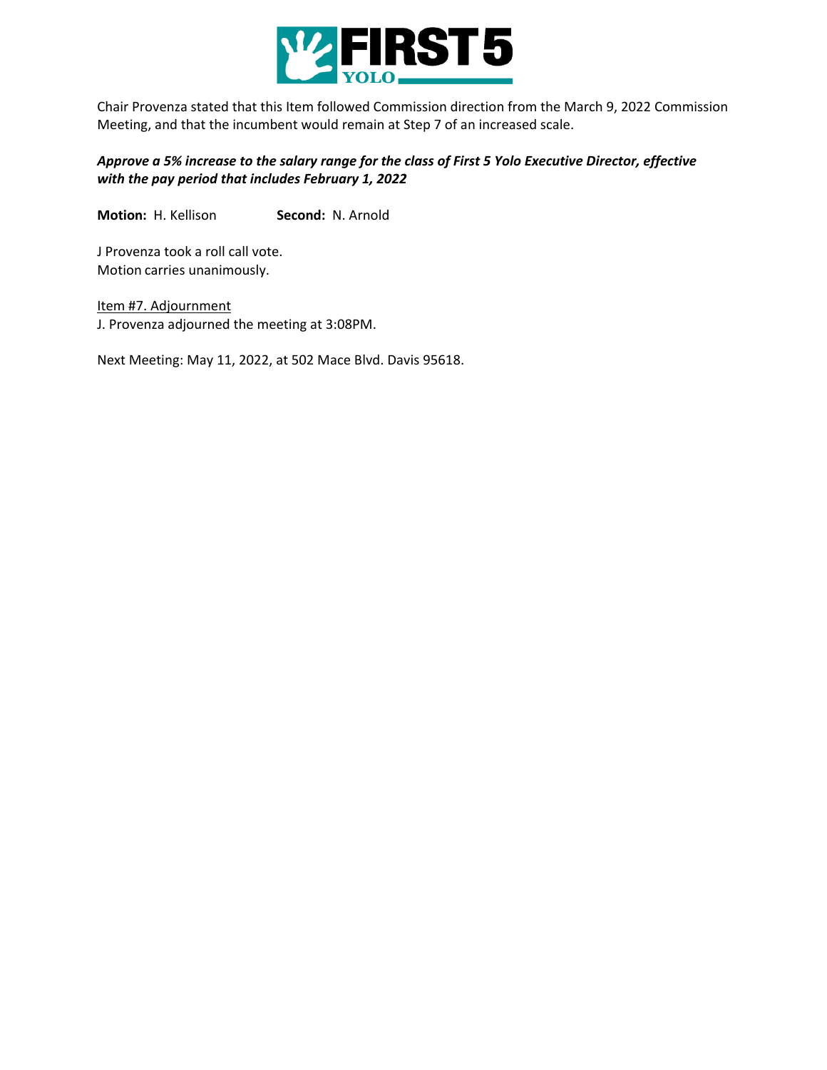Chair Provenza stated that this Item followed Commission direction from the March 9, 2022 Commission Meeting, and that the incumbent would remain at Step 7 of an increased scale.

***Approve a 5% increase to the salary range for the class of First 5 Yolo Executive Director, effective with the pay period that includes February 1, 2022***

**Motion:** H. Kellison **Second:** N. Arnold

J Provenza took a roll call vote.
Motion carries unanimously.

<u>Item #7. Adjournment</u>
J. Provenza adjourned the meeting at 3:08PM.

Next Meeting: May 11, 2022, at 502 Mace Blvd. Davis 95618.